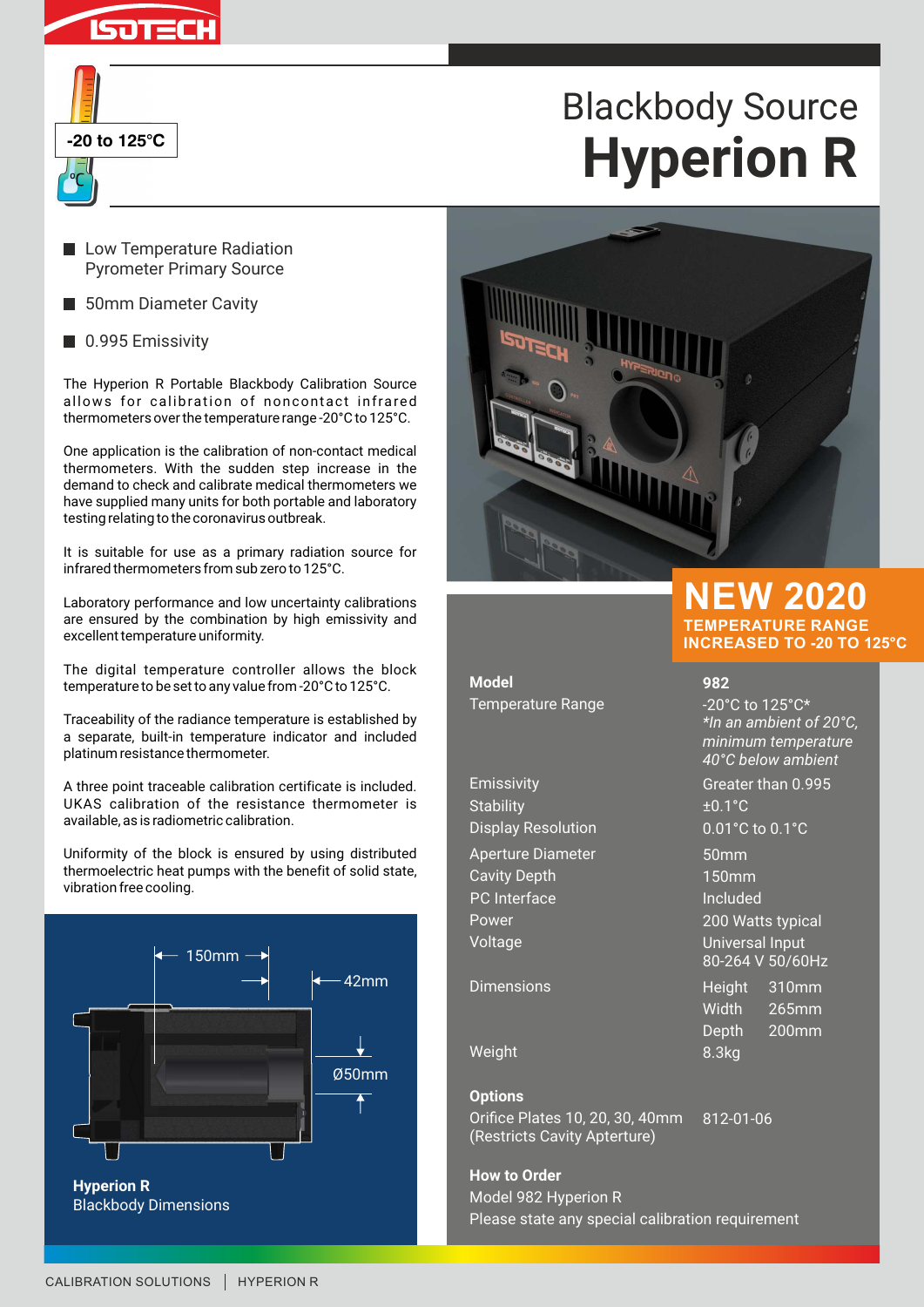ISOTECH

-20 to 125°C

# Blackbody Source
# Hyperion R

- Low Temperature Radiation Pyrometer Primary Source
- 50mm Diameter Cavity
- 0.995 Emissivity

The Hyperion R Portable Blackbody Calibration Source allows for calibration of noncontact infrared thermometers over the temperature range -20°C to 125°C.

One application is the calibration of non-contact medical thermometers. With the sudden step increase in the demand to check and calibrate medical thermometers we have supplied many units for both portable and laboratory testing relating to the coronavirus outbreak.

It is suitable for use as a primary radiation source for infrared thermometers from sub zero to 125°C.

Laboratory performance and low uncertainty calibrations are ensured by the combination by high emissivity and excellent temperature uniformity.

The digital temperature controller allows the block temperature to be set to any value from -20°C to 125°C.

Traceability of the radiance temperature is established by a separate, built-in temperature indicator and included platinum resistance thermometer.

A three point traceable calibration certificate is included. UKAS calibration of the resistance thermometer is available, as is radiometric calibration.

Uniformity of the block is ensured by using distributed thermoelectric heat pumps with the benefit of solid state, vibration free cooling.

150mm | 42mm | Ø50mm

**Hyperion R**
Blackbody Dimensions

## NEW 2020
**TEMPERATURE RANGE INCREASED TO -20 TO 125°C**

| **Model** | **982** |
|---|---|
| Temperature Range | -20°C to 125°C* *\*In an ambient of 20°C, minimum temperature 40°C below ambient* |
| Emissivity | Greater than 0.995 |
| Stability | ±0.1°C |
| Display Resolution | 0.01°C to 0.1°C |
| Aperture Diameter | 50mm |
| Cavity Depth | 150mm |
| PC Interface | Included |
| Power | 200 Watts typical |
| Voltage | Universal Input 80-264 V 50/60Hz |
| Dimensions | Height 310mm, Width 265mm, Depth 200mm |
| Weight | 8.3kg |

**Options**

Orifice Plates 10, 20, 30, 40mm (Restricts Cavity Apterture) — 812-01-06

**How to Order**

Model 982 Hyperion R

Please state any special calibration requirement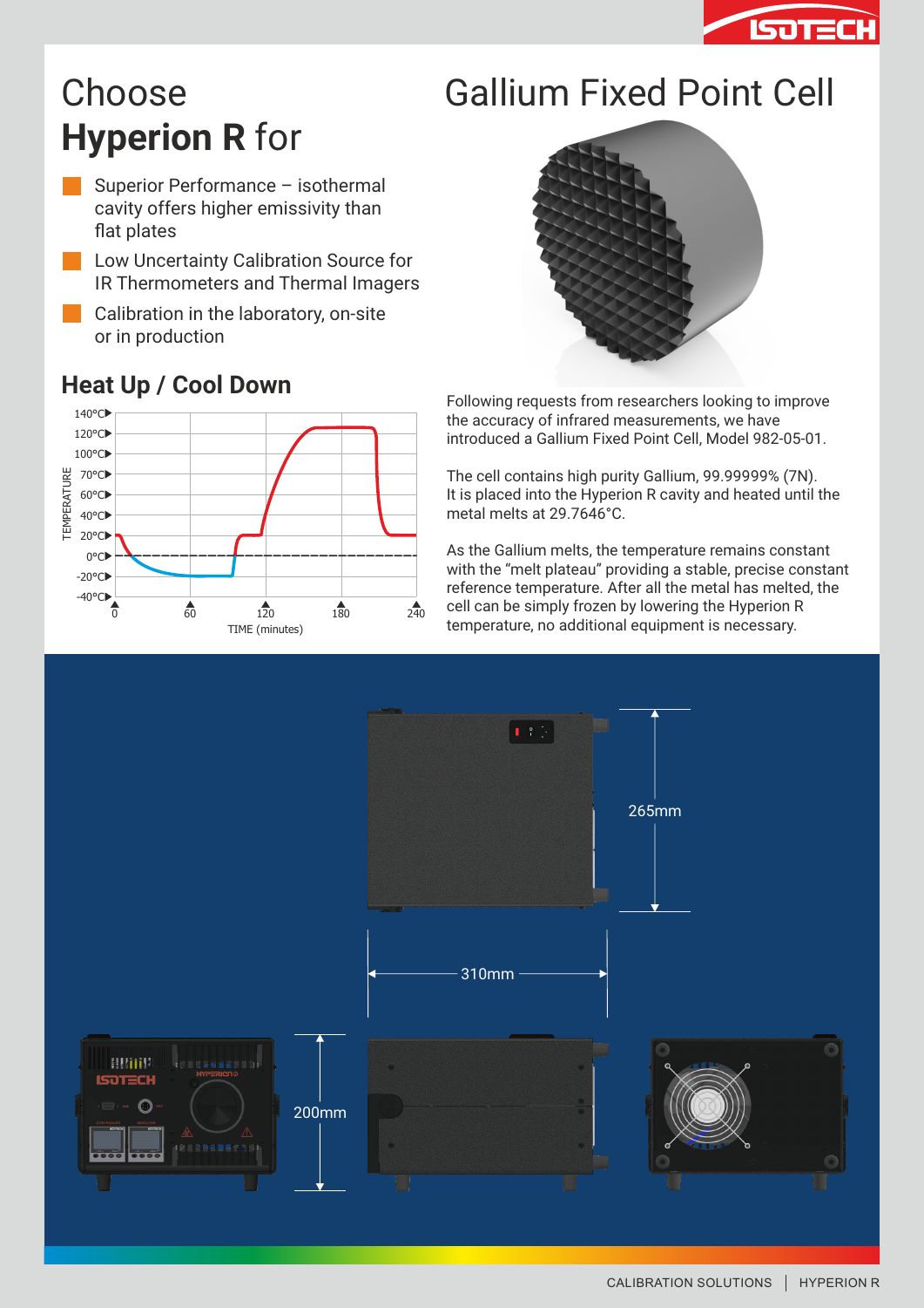# Choose **Hyperion R** for

- Superior Performance – isothermal cavity offers higher emissivity than flat plates
- Low Uncertainty Calibration Source for IR Thermometers and Thermal Imagers
- Calibration in the laboratory, on-site or in production

## Heat Up / Cool Down

140°C
120°C
100°C
70°C
60°C
40°C
20°C
0°C
-20°C
-40°C
TEMPERATURE

0
60
120
180
240
TIME (minutes)

# Gallium Fixed Point Cell

Following requests from researchers looking to improve the accuracy of infrared measurements, we have introduced a Gallium Fixed Point Cell, Model 982-05-01.

The cell contains high purity Gallium, 99.99999% (7N). It is placed into the Hyperion R cavity and heated until the metal melts at 29.7646°C.

As the Gallium melts, the temperature remains constant with the "melt plateau" providing a stable, precise constant reference temperature. After all the metal has melted, the cell can be simply frozen by lowering the Hyperion R temperature, no additional equipment is necessary.

265mm

310mm

200mm